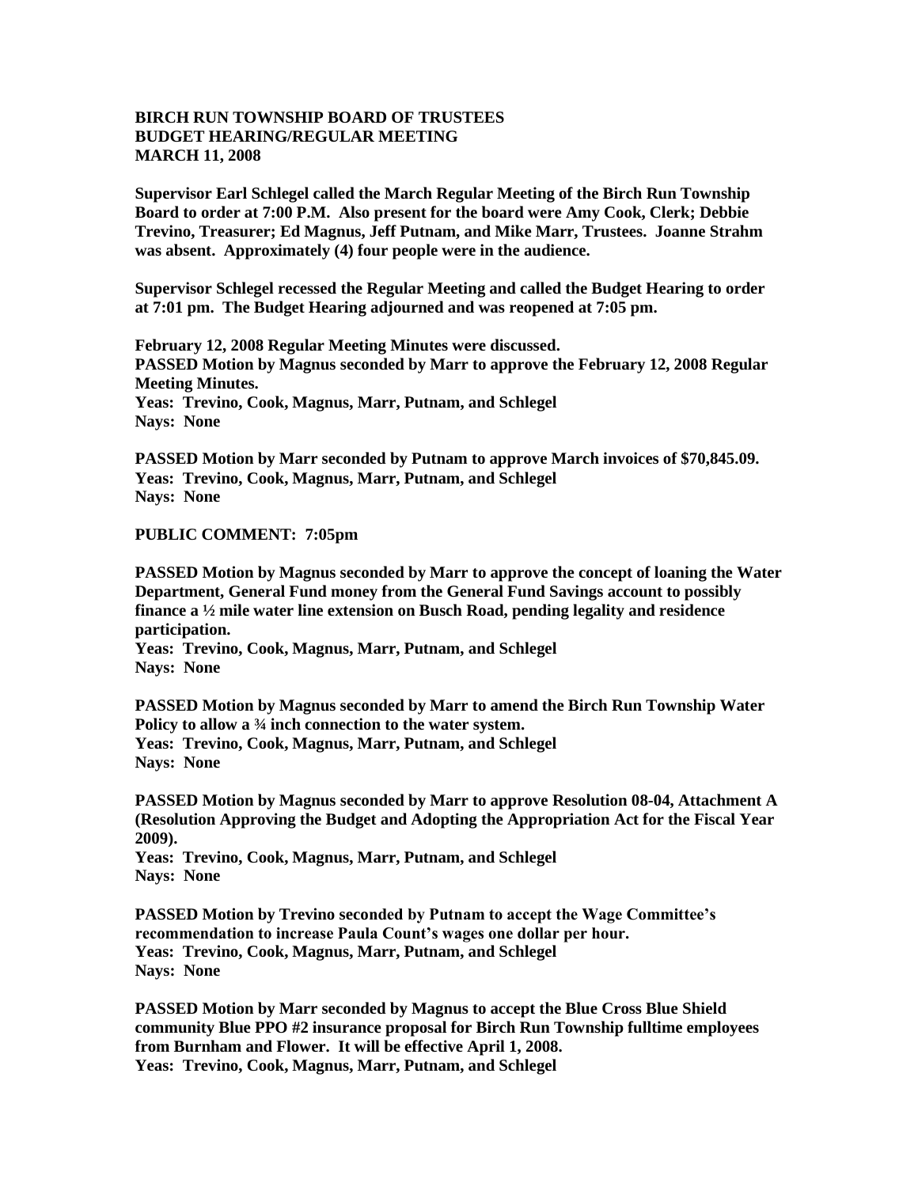**BIRCH RUN TOWNSHIP BOARD OF TRUSTEES**
**BUDGET HEARING/REGULAR MEETING**
**MARCH 11, 2008**

**Supervisor Earl Schlegel called the March Regular Meeting of the Birch Run Township Board to order at 7:00 P.M. Also present for the board were Amy Cook, Clerk; Debbie Trevino, Treasurer; Ed Magnus, Jeff Putnam, and Mike Marr, Trustees. Joanne Strahm was absent. Approximately (4) four people were in the audience.**

**Supervisor Schlegel recessed the Regular Meeting and called the Budget Hearing to order at 7:01 pm. The Budget Hearing adjourned and was reopened at 7:05 pm.**

**February 12, 2008 Regular Meeting Minutes were discussed.**
**PASSED Motion by Magnus seconded by Marr to approve the February 12, 2008 Regular Meeting Minutes.**
**Yeas: Trevino, Cook, Magnus, Marr, Putnam, and Schlegel**
**Nays: None**

**PASSED Motion by Marr seconded by Putnam to approve March invoices of $70,845.09.**
**Yeas: Trevino, Cook, Magnus, Marr, Putnam, and Schlegel**
**Nays: None**

**PUBLIC COMMENT: 7:05pm**

**PASSED Motion by Magnus seconded by Marr to approve the concept of loaning the Water Department, General Fund money from the General Fund Savings account to possibly finance a ½ mile water line extension on Busch Road, pending legality and residence participation.**
**Yeas: Trevino, Cook, Magnus, Marr, Putnam, and Schlegel**
**Nays: None**

**PASSED Motion by Magnus seconded by Marr to amend the Birch Run Township Water Policy to allow a ¾ inch connection to the water system.**
**Yeas: Trevino, Cook, Magnus, Marr, Putnam, and Schlegel**
**Nays: None**

**PASSED Motion by Magnus seconded by Marr to approve Resolution 08-04, Attachment A (Resolution Approving the Budget and Adopting the Appropriation Act for the Fiscal Year 2009).**
**Yeas: Trevino, Cook, Magnus, Marr, Putnam, and Schlegel**
**Nays: None**

**PASSED Motion by Trevino seconded by Putnam to accept the Wage Committee's recommendation to increase Paula Count's wages one dollar per hour.**
**Yeas: Trevino, Cook, Magnus, Marr, Putnam, and Schlegel**
**Nays: None**

**PASSED Motion by Marr seconded by Magnus to accept the Blue Cross Blue Shield community Blue PPO #2 insurance proposal for Birch Run Township fulltime employees from Burnham and Flower. It will be effective April 1, 2008.**
**Yeas: Trevino, Cook, Magnus, Marr, Putnam, and Schlegel**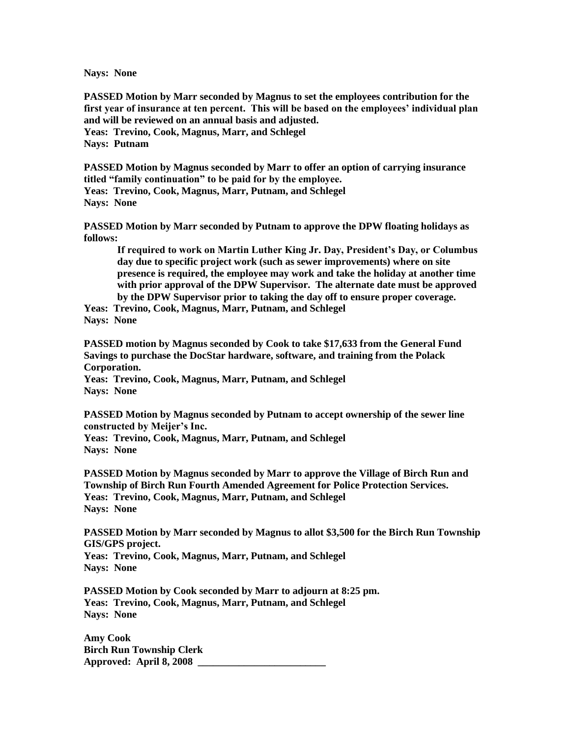**Nays: None**

**PASSED Motion by Marr seconded by Magnus to set the employees contribution for the first year of insurance at ten percent. This will be based on the employees' individual plan and will be reviewed on an annual basis and adjusted.**
**Yeas: Trevino, Cook, Magnus, Marr, and Schlegel**
**Nays: Putnam**

**PASSED Motion by Magnus seconded by Marr to offer an option of carrying insurance titled "family continuation" to be paid for by the employee.**
**Yeas: Trevino, Cook, Magnus, Marr, Putnam, and Schlegel**
**Nays: None**

**PASSED Motion by Marr seconded by Putnam to approve the DPW floating holidays as follows:**

> **If required to work on Martin Luther King Jr. Day, President's Day, or Columbus day due to specific project work (such as sewer improvements) where on site presence is required, the employee may work and take the holiday at another time with prior approval of the DPW Supervisor. The alternate date must be approved by the DPW Supervisor prior to taking the day off to ensure proper coverage.**

**Yeas: Trevino, Cook, Magnus, Marr, Putnam, and Schlegel**
**Nays: None**

**PASSED motion by Magnus seconded by Cook to take $17,633 from the General Fund Savings to purchase the DocStar hardware, software, and training from the Polack Corporation.**
**Yeas: Trevino, Cook, Magnus, Marr, Putnam, and Schlegel**
**Nays: None**

**PASSED Motion by Magnus seconded by Putnam to accept ownership of the sewer line constructed by Meijer's Inc.**
**Yeas: Trevino, Cook, Magnus, Marr, Putnam, and Schlegel**
**Nays: None**

**PASSED Motion by Magnus seconded by Marr to approve the Village of Birch Run and Township of Birch Run Fourth Amended Agreement for Police Protection Services.**
**Yeas: Trevino, Cook, Magnus, Marr, Putnam, and Schlegel**
**Nays: None**

**PASSED Motion by Marr seconded by Magnus to allot $3,500 for the Birch Run Township GIS/GPS project.**
**Yeas: Trevino, Cook, Magnus, Marr, Putnam, and Schlegel**
**Nays: None**

**PASSED Motion by Cook seconded by Marr to adjourn at 8:25 pm.**
**Yeas: Trevino, Cook, Magnus, Marr, Putnam, and Schlegel**
**Nays: None**

**Amy Cook**
**Birch Run Township Clerk**
**Approved: April 8, 2008 _________________________**